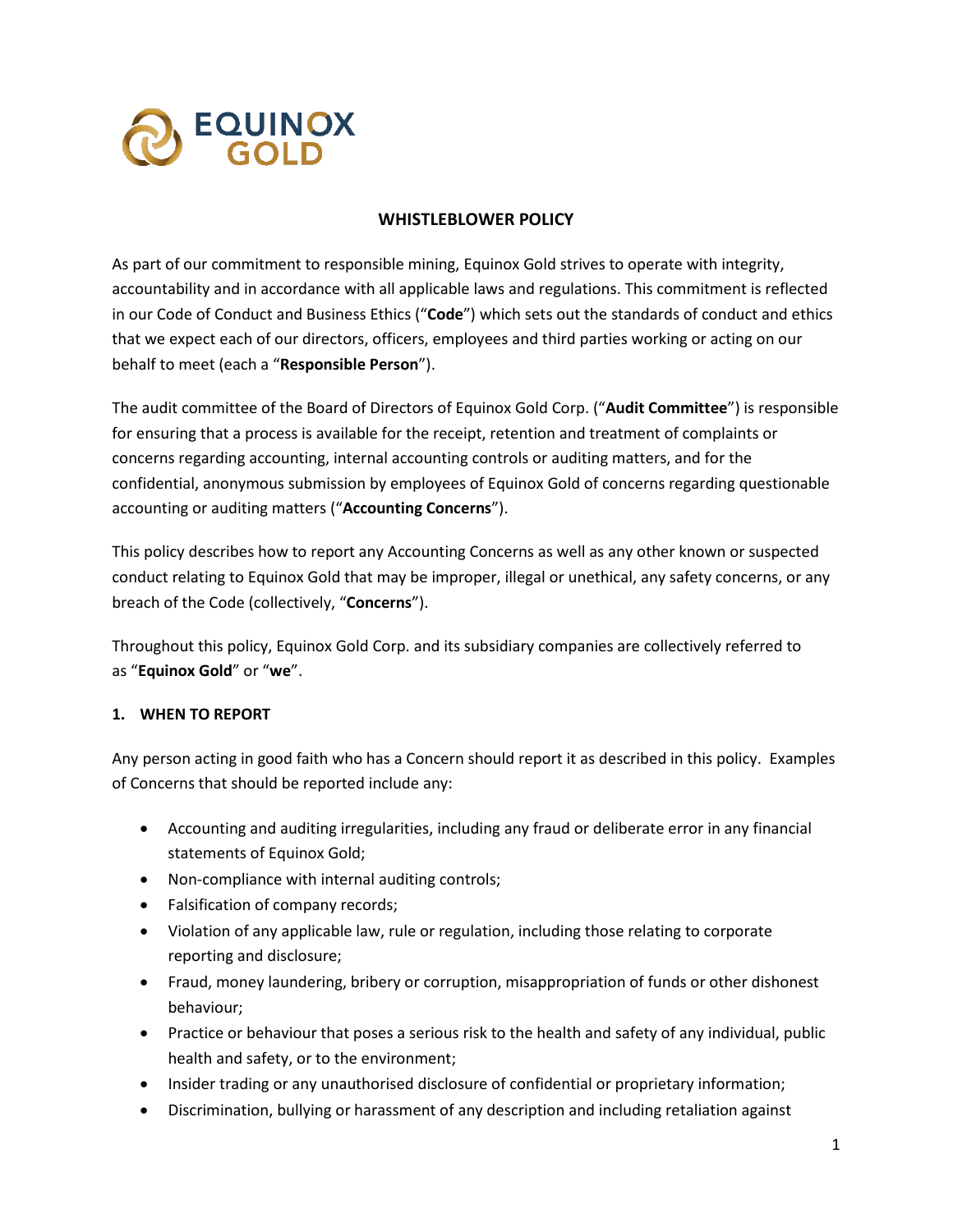# WHISTLEBLOWER POLICY

As part of our commitment to responsible mining, Equinox Gold strives to operate with integrity, accountability and in accordance with all applicable laws and regulations. This commitment is reflected in our Code of Conduct and Business Ethics ("**Code**") which sets out the standards of conduct and ethics that we expect each of our directors, officers, employees and third parties working or acting on our behalf to meet (each a "**Responsible Person**").

The audit committee of the Board of Directors of Equinox Gold Corp. ("**Audit Committee**") is responsible for ensuring that a process is available for the receipt, retention and treatment of complaints or concerns regarding accounting, internal accounting controls or auditing matters, and for the confidential, anonymous submission by employees of Equinox Gold of concerns regarding questionable accounting or auditing matters ("**Accounting Concerns**").

This policy describes how to report any Accounting Concerns as well as any other known or suspected conduct relating to Equinox Gold that may be improper, illegal or unethical, any safety concerns, or any breach of the Code (collectively, "**Concerns**").

Throughout this policy, Equinox Gold Corp. and its subsidiary companies are collectively referred to as "**Equinox Gold**" or "**we**".

## 1. WHEN TO REPORT

Any person acting in good faith who has a Concern should report it as described in this policy. Examples of Concerns that should be reported include any:

- Accounting and auditing irregularities, including any fraud or deliberate error in any financial statements of Equinox Gold;
- Non-compliance with internal auditing controls;
- Falsification of company records;
- Violation of any applicable law, rule or regulation, including those relating to corporate reporting and disclosure;
- Fraud, money laundering, bribery or corruption, misappropriation of funds or other dishonest behaviour;
- Practice or behaviour that poses a serious risk to the health and safety of any individual, public health and safety, or to the environment;
- Insider trading or any unauthorised disclosure of confidential or proprietary information;
- Discrimination, bullying or harassment of any description and including retaliation against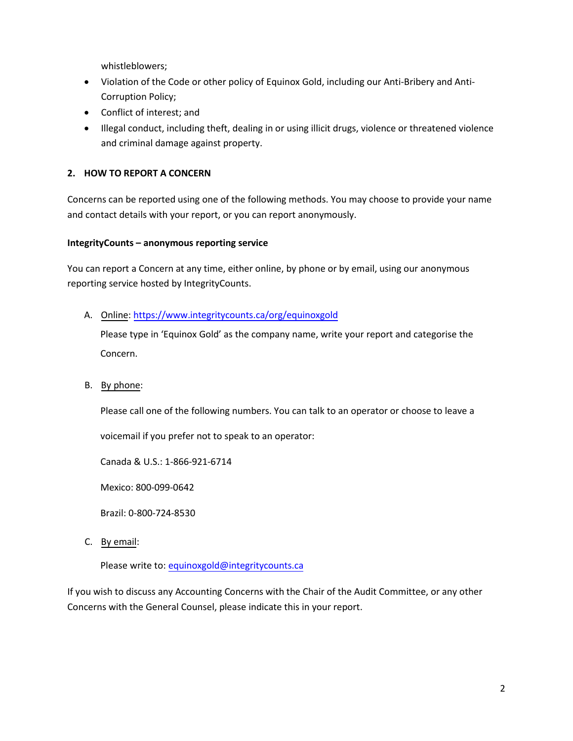whistleblowers;

- Violation of the Code or other policy of Equinox Gold, including our Anti-Bribery and Anti-Corruption Policy;
- Conflict of interest; and
- Illegal conduct, including theft, dealing in or using illicit drugs, violence or threatened violence and criminal damage against property.

## 2. HOW TO REPORT A CONCERN

Concerns can be reported using one of the following methods. You may choose to provide your name and contact details with your report, or you can report anonymously.

**IntegrityCounts – anonymous reporting service**

You can report a Concern at any time, either online, by phone or by email, using our anonymous reporting service hosted by IntegrityCounts.

A. Online: [https://www.integritycounts.ca/org/equinoxgold](https://www.integritycounts.ca/org/equinoxgold)

   Please type in 'Equinox Gold' as the company name, write your report and categorise the Concern.

B. By phone:

   Please call one of the following numbers. You can talk to an operator or choose to leave a voicemail if you prefer not to speak to an operator:

   Canada & U.S.: 1-866-921-6714

   Mexico: 800-099-0642

   Brazil: 0-800-724-8530

C. By email:

   Please write to: [equinoxgold@integritycounts.ca](mailto:equinoxgold@integritycounts.ca)

If you wish to discuss any Accounting Concerns with the Chair of the Audit Committee, or any other Concerns with the General Counsel, please indicate this in your report.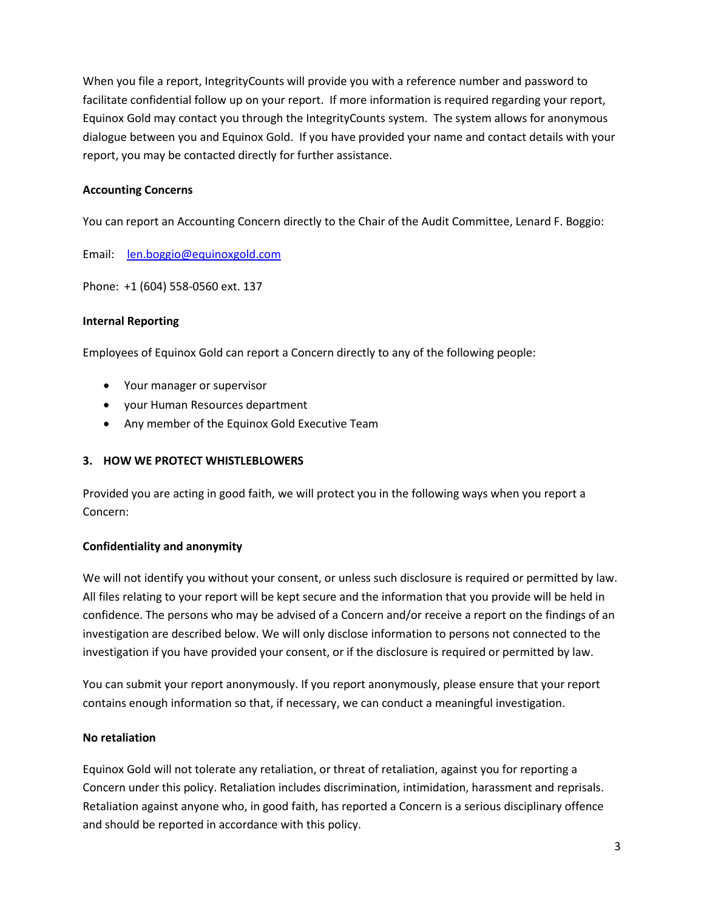When you file a report, IntegrityCounts will provide you with a reference number and password to facilitate confidential follow up on your report. If more information is required regarding your report, Equinox Gold may contact you through the IntegrityCounts system. The system allows for anonymous dialogue between you and Equinox Gold. If you have provided your name and contact details with your report, you may be contacted directly for further assistance.

**Accounting Concerns**

You can report an Accounting Concern directly to the Chair of the Audit Committee, Lenard F. Boggio:

Email: len.boggio@equinoxgold.com

Phone: +1 (604) 558-0560 ext. 137

**Internal Reporting**

Employees of Equinox Gold can report a Concern directly to any of the following people:

- Your manager or supervisor
- your Human Resources department
- Any member of the Equinox Gold Executive Team

## 3. HOW WE PROTECT WHISTLEBLOWERS

Provided you are acting in good faith, we will protect you in the following ways when you report a Concern:

**Confidentiality and anonymity**

We will not identify you without your consent, or unless such disclosure is required or permitted by law. All files relating to your report will be kept secure and the information that you provide will be held in confidence. The persons who may be advised of a Concern and/or receive a report on the findings of an investigation are described below. We will only disclose information to persons not connected to the investigation if you have provided your consent, or if the disclosure is required or permitted by law.

You can submit your report anonymously. If you report anonymously, please ensure that your report contains enough information so that, if necessary, we can conduct a meaningful investigation.

**No retaliation**

Equinox Gold will not tolerate any retaliation, or threat of retaliation, against you for reporting a Concern under this policy. Retaliation includes discrimination, intimidation, harassment and reprisals. Retaliation against anyone who, in good faith, has reported a Concern is a serious disciplinary offence and should be reported in accordance with this policy.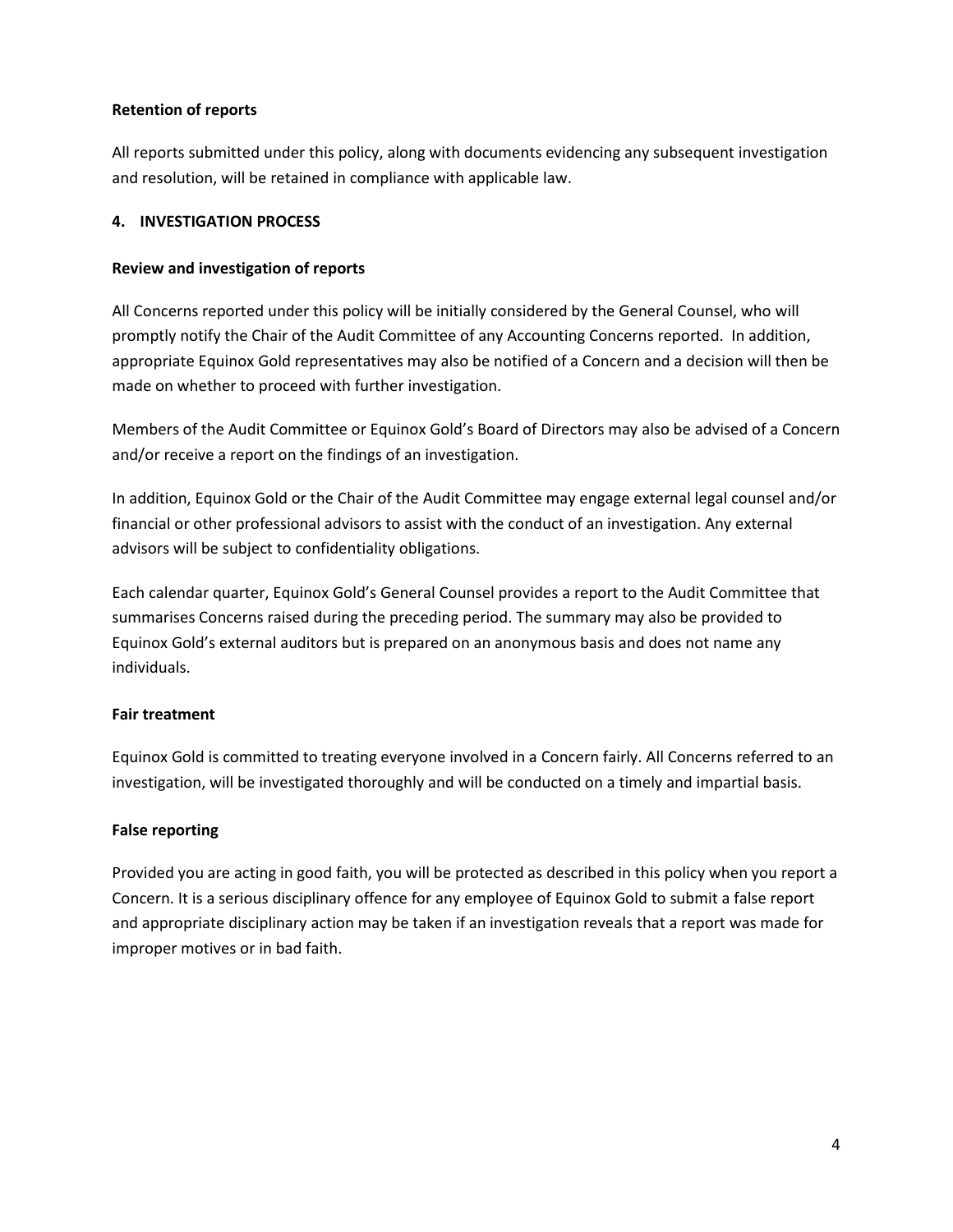### Retention of reports

All reports submitted under this policy, along with documents evidencing any subsequent investigation and resolution, will be retained in compliance with applicable law.

## 4. INVESTIGATION PROCESS

### Review and investigation of reports

All Concerns reported under this policy will be initially considered by the General Counsel, who will promptly notify the Chair of the Audit Committee of any Accounting Concerns reported. In addition, appropriate Equinox Gold representatives may also be notified of a Concern and a decision will then be made on whether to proceed with further investigation.

Members of the Audit Committee or Equinox Gold's Board of Directors may also be advised of a Concern and/or receive a report on the findings of an investigation.

In addition, Equinox Gold or the Chair of the Audit Committee may engage external legal counsel and/or financial or other professional advisors to assist with the conduct of an investigation. Any external advisors will be subject to confidentiality obligations.

Each calendar quarter, Equinox Gold's General Counsel provides a report to the Audit Committee that summarises Concerns raised during the preceding period. The summary may also be provided to Equinox Gold's external auditors but is prepared on an anonymous basis and does not name any individuals.

### Fair treatment

Equinox Gold is committed to treating everyone involved in a Concern fairly. All Concerns referred to an investigation, will be investigated thoroughly and will be conducted on a timely and impartial basis.

### False reporting

Provided you are acting in good faith, you will be protected as described in this policy when you report a Concern. It is a serious disciplinary offence for any employee of Equinox Gold to submit a false report and appropriate disciplinary action may be taken if an investigation reveals that a report was made for improper motives or in bad faith.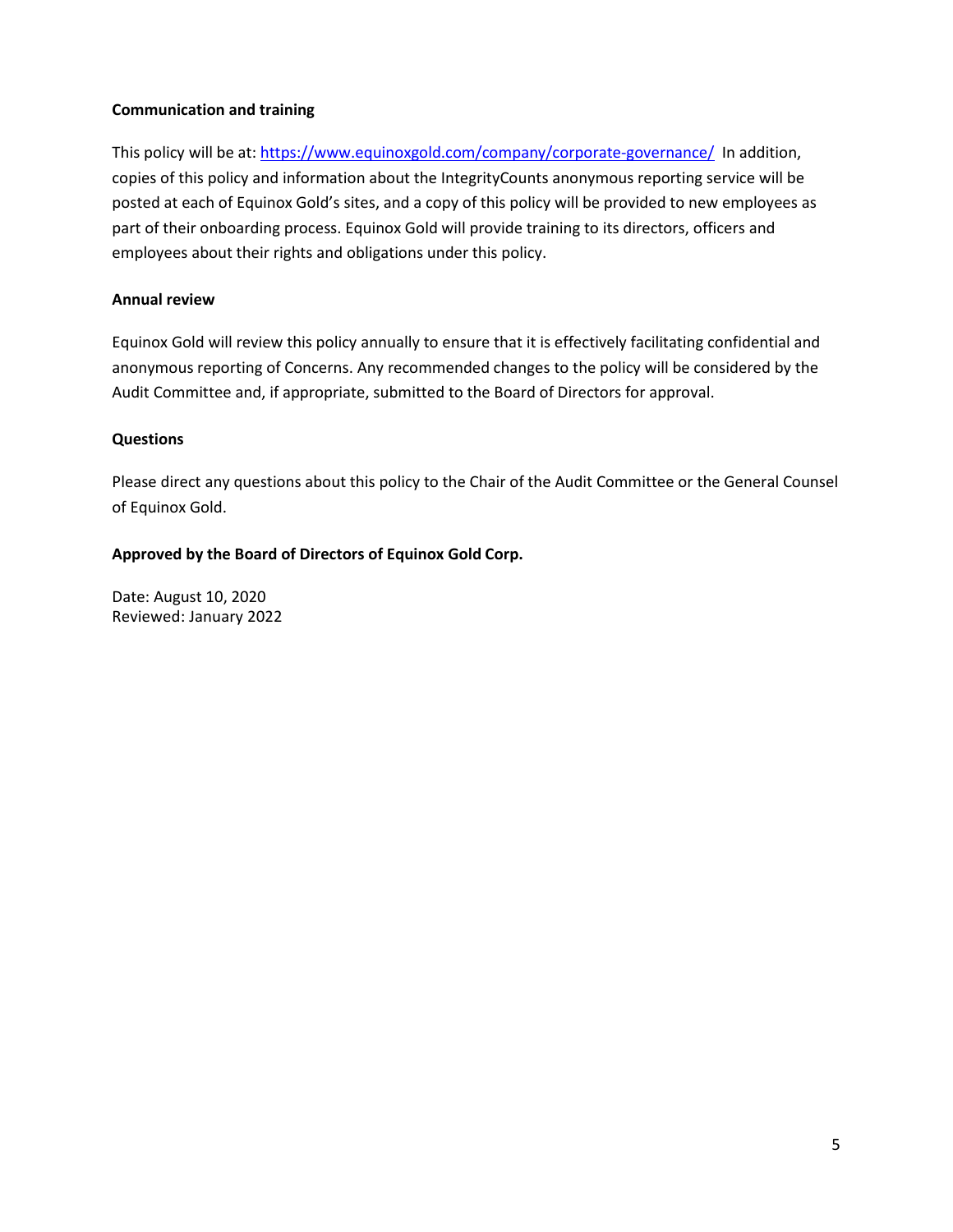**Communication and training**

This policy will be at: [https://www.equinoxgold.com/company/corporate-governance/](https://www.equinoxgold.com/company/corporate-governance/) In addition, copies of this policy and information about the IntegrityCounts anonymous reporting service will be posted at each of Equinox Gold's sites, and a copy of this policy will be provided to new employees as part of their onboarding process. Equinox Gold will provide training to its directors, officers and employees about their rights and obligations under this policy.

**Annual review**

Equinox Gold will review this policy annually to ensure that it is effectively facilitating confidential and anonymous reporting of Concerns. Any recommended changes to the policy will be considered by the Audit Committee and, if appropriate, submitted to the Board of Directors for approval.

**Questions**

Please direct any questions about this policy to the Chair of the Audit Committee or the General Counsel of Equinox Gold.

**Approved by the Board of Directors of Equinox Gold Corp.**

Date: August 10, 2020
Reviewed: January 2022